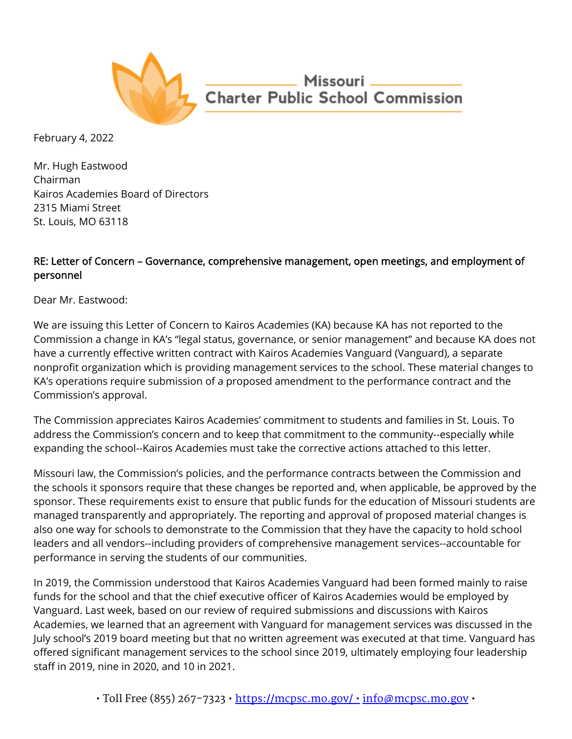Missouri Charter Public School Commission

February 4, 2022

Mr. Hugh Eastwood
Chairman
Kairos Academies Board of Directors
2315 Miami Street
St. Louis, MO 63118

RE: Letter of Concern – Governance, comprehensive management, open meetings, and employment of personnel

Dear Mr. Eastwood:

We are issuing this Letter of Concern to Kairos Academies (KA) because KA has not reported to the Commission a change in KA's "legal status, governance, or senior management" and because KA does not have a currently effective written contract with Kairos Academies Vanguard (Vanguard), a separate nonprofit organization which is providing management services to the school. These material changes to KA's operations require submission of a proposed amendment to the performance contract and the Commission's approval.

The Commission appreciates Kairos Academies' commitment to students and families in St. Louis. To address the Commission's concern and to keep that commitment to the community--especially while expanding the school--Kairos Academies must take the corrective actions attached to this letter.

Missouri law, the Commission's policies, and the performance contracts between the Commission and the schools it sponsors require that these changes be reported and, when applicable, be approved by the sponsor. These requirements exist to ensure that public funds for the education of Missouri students are managed transparently and appropriately. The reporting and approval of proposed material changes is also one way for schools to demonstrate to the Commission that they have the capacity to hold school leaders and all vendors--including providers of comprehensive management services--accountable for performance in serving the students of our communities.

In 2019, the Commission understood that Kairos Academies Vanguard had been formed mainly to raise funds for the school and that the chief executive officer of Kairos Academies would be employed by Vanguard. Last week, based on our review of required submissions and discussions with Kairos Academies, we learned that an agreement with Vanguard for management services was discussed in the July school's 2019 board meeting but that no written agreement was executed at that time. Vanguard has offered significant management services to the school since 2019, ultimately employing four leadership staff in 2019, nine in 2020, and 10 in 2021.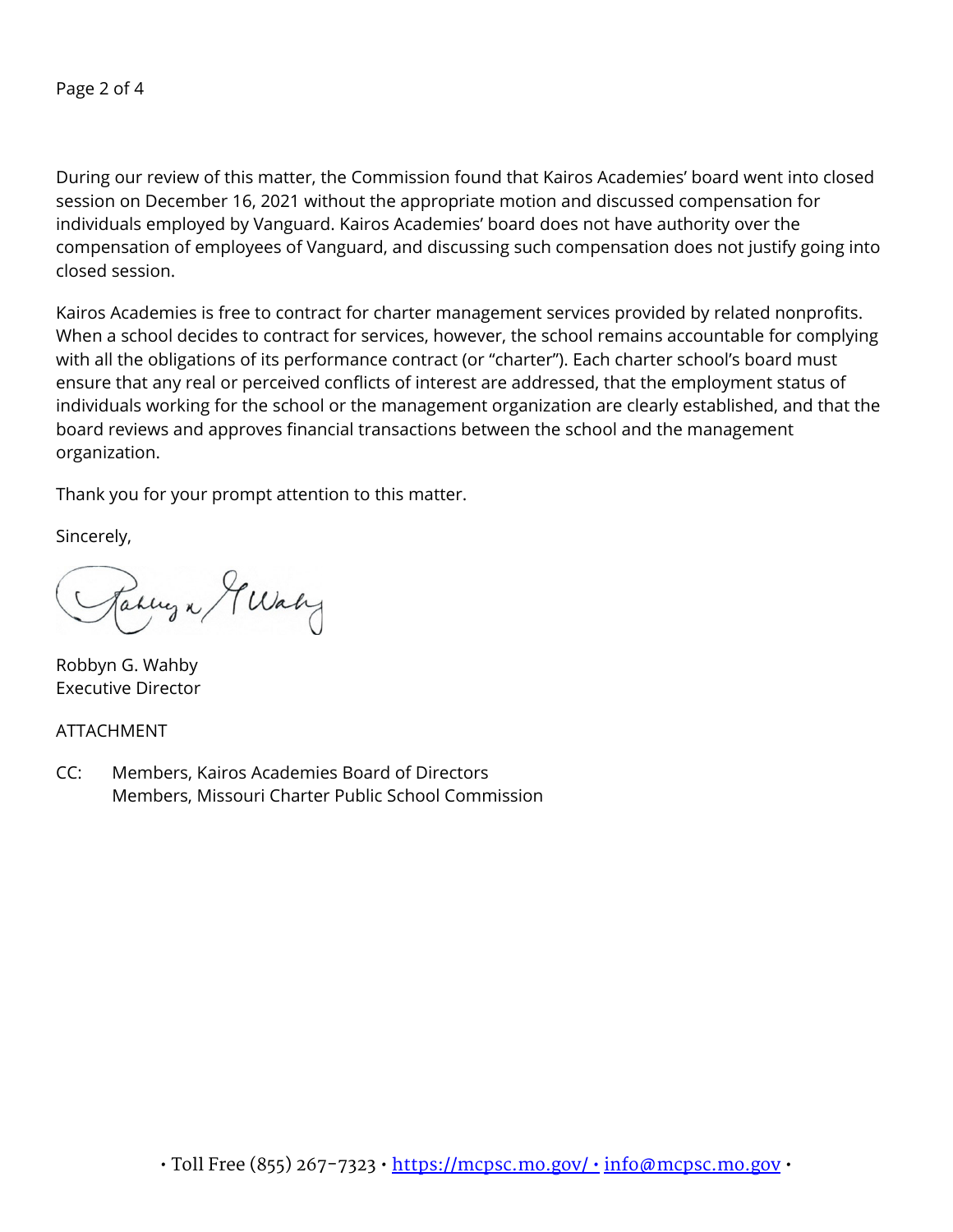During our review of this matter, the Commission found that Kairos Academies' board went into closed session on December 16, 2021 without the appropriate motion and discussed compensation for individuals employed by Vanguard. Kairos Academies' board does not have authority over the compensation of employees of Vanguard, and discussing such compensation does not justify going into closed session.

Kairos Academies is free to contract for charter management services provided by related nonprofits. When a school decides to contract for services, however, the school remains accountable for complying with all the obligations of its performance contract (or "charter"). Each charter school's board must ensure that any real or perceived conflicts of interest are addressed, that the employment status of individuals working for the school or the management organization are clearly established, and that the board reviews and approves financial transactions between the school and the management organization.

Thank you for your prompt attention to this matter.

Sincerely,

Robbyn G. Wahby
Executive Director

ATTACHMENT

CC: Members, Kairos Academies Board of Directors
Members, Missouri Charter Public School Commission

• Toll Free (855) 267-7323 • https://mcpsc.mo.gov/ • info@mcpsc.mo.gov •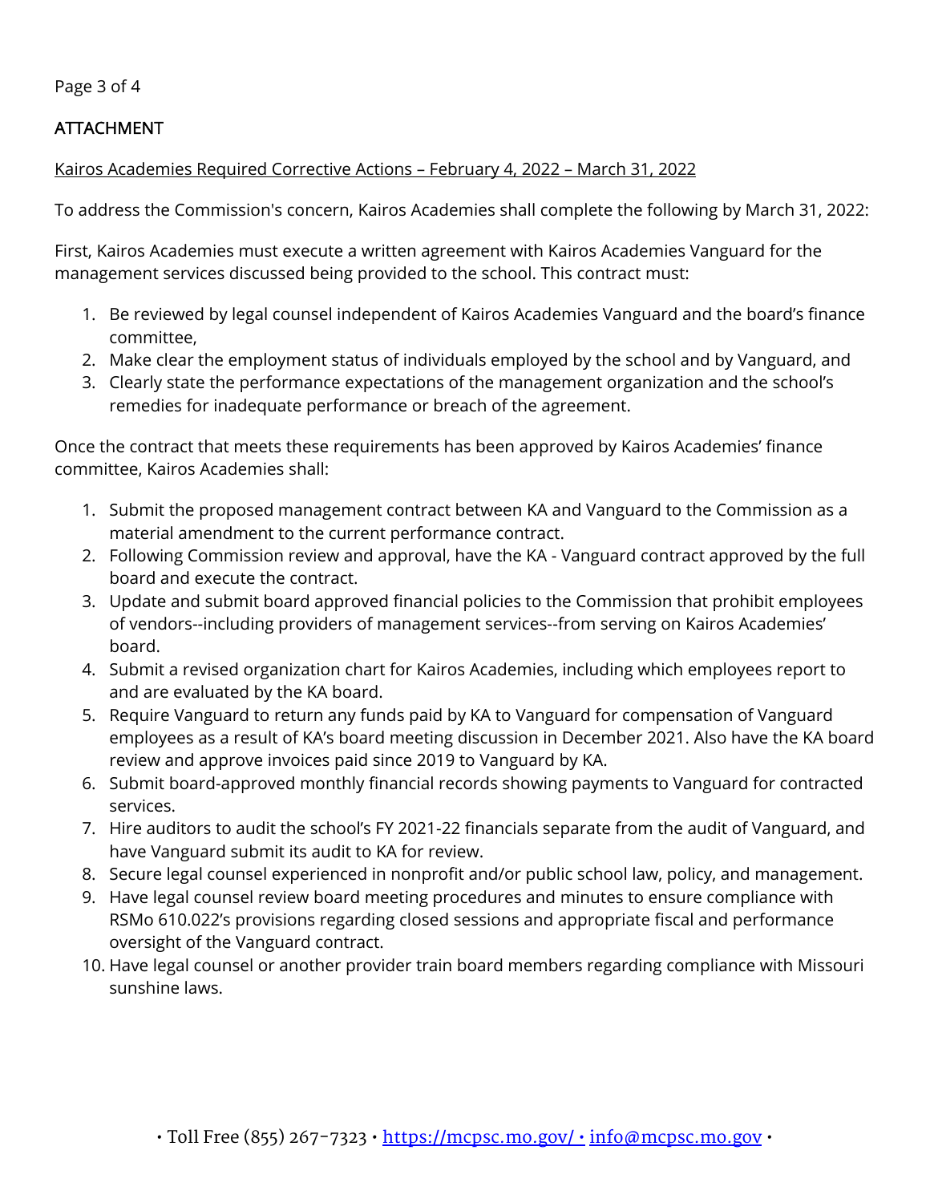## ATTACHMENT

Kairos Academies Required Corrective Actions – February 4, 2022 – March 31, 2022

To address the Commission's concern, Kairos Academies shall complete the following by March 31, 2022:

First, Kairos Academies must execute a written agreement with Kairos Academies Vanguard for the management services discussed being provided to the school. This contract must:

1. Be reviewed by legal counsel independent of Kairos Academies Vanguard and the board's finance committee,
2. Make clear the employment status of individuals employed by the school and by Vanguard, and
3. Clearly state the performance expectations of the management organization and the school's remedies for inadequate performance or breach of the agreement.

Once the contract that meets these requirements has been approved by Kairos Academies' finance committee, Kairos Academies shall:

1. Submit the proposed management contract between KA and Vanguard to the Commission as a material amendment to the current performance contract.
2. Following Commission review and approval, have the KA - Vanguard contract approved by the full board and execute the contract.
3. Update and submit board approved financial policies to the Commission that prohibit employees of vendors--including providers of management services--from serving on Kairos Academies' board.
4. Submit a revised organization chart for Kairos Academies, including which employees report to and are evaluated by the KA board.
5. Require Vanguard to return any funds paid by KA to Vanguard for compensation of Vanguard employees as a result of KA's board meeting discussion in December 2021. Also have the KA board review and approve invoices paid since 2019 to Vanguard by KA.
6. Submit board-approved monthly financial records showing payments to Vanguard for contracted services.
7. Hire auditors to audit the school's FY 2021-22 financials separate from the audit of Vanguard, and have Vanguard submit its audit to KA for review.
8. Secure legal counsel experienced in nonprofit and/or public school law, policy, and management.
9. Have legal counsel review board meeting procedures and minutes to ensure compliance with RSMo 610.022's provisions regarding closed sessions and appropriate fiscal and performance oversight of the Vanguard contract.
10. Have legal counsel or another provider train board members regarding compliance with Missouri sunshine laws.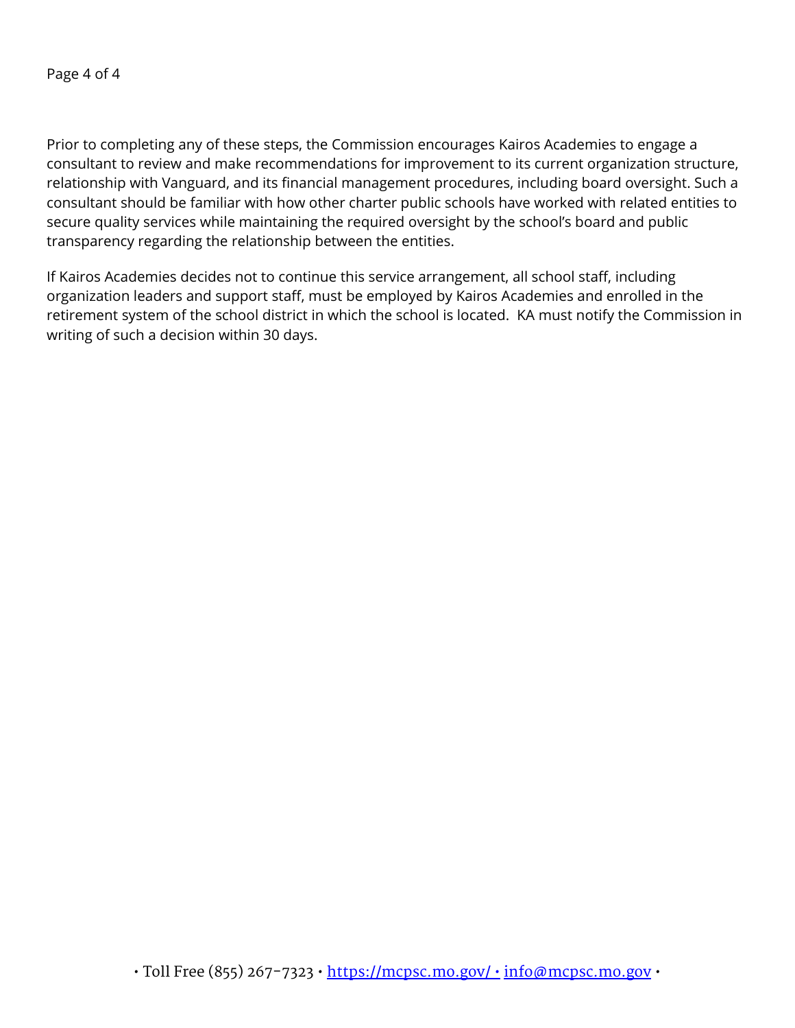Prior to completing any of these steps, the Commission encourages Kairos Academies to engage a consultant to review and make recommendations for improvement to its current organization structure, relationship with Vanguard, and its financial management procedures, including board oversight. Such a consultant should be familiar with how other charter public schools have worked with related entities to secure quality services while maintaining the required oversight by the school's board and public transparency regarding the relationship between the entities.

If Kairos Academies decides not to continue this service arrangement, all school staff, including organization leaders and support staff, must be employed by Kairos Academies and enrolled in the retirement system of the school district in which the school is located. KA must notify the Commission in writing of such a decision within 30 days.